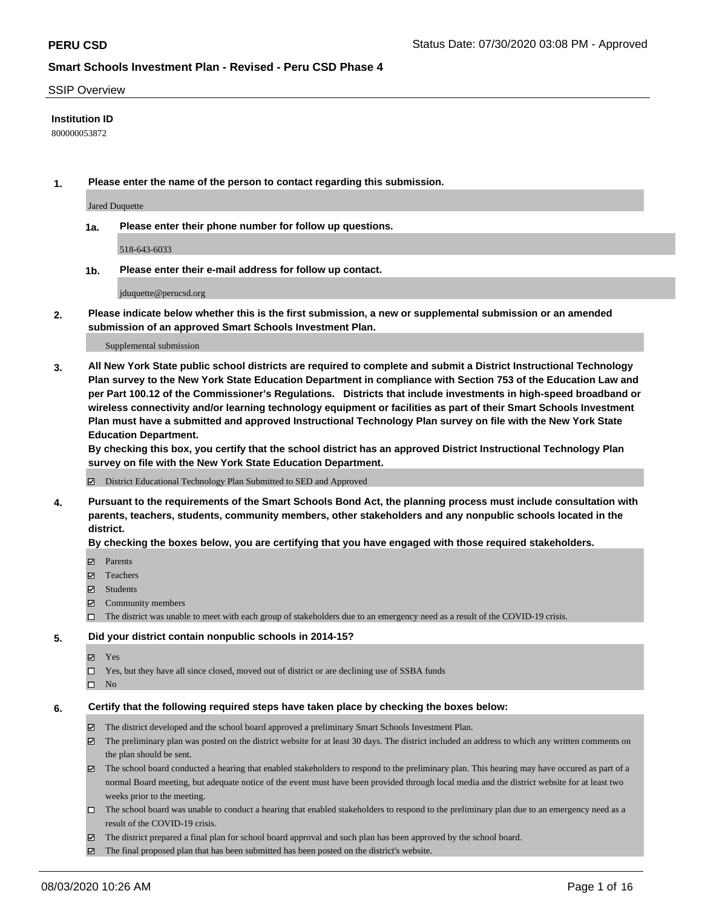**PERU CSD** Status Date: 07/30/2020 03:08 PM - Approved

## Smart Schools Investment Plan - Revised - Peru CSD Phase 4

SSIP Overview

**Institution ID**

800000053872

**1. Please enter the name of the person to contact regarding this submission.**

Jared Duquette

**1a. Please enter their phone number for follow up questions.**

518-643-6033

**1b. Please enter their e-mail address for follow up contact.**

jduquette@perucsd.org

**2. Please indicate below whether this is the first submission, a new or supplemental submission or an amended submission of an approved Smart Schools Investment Plan.**

Supplemental submission

**3. All New York State public school districts are required to complete and submit a District Instructional Technology Plan survey to the New York State Education Department in compliance with Section 753 of the Education Law and per Part 100.12 of the Commissioner's Regulations. Districts that include investments in high-speed broadband or wireless connectivity and/or learning technology equipment or facilities as part of their Smart Schools Investment Plan must have a submitted and approved Instructional Technology Plan survey on file with the New York State Education Department.**

**By checking this box, you certify that the school district has an approved District Instructional Technology Plan survey on file with the New York State Education Department.**

- [x] District Educational Technology Plan Submitted to SED and Approved

**4. Pursuant to the requirements of the Smart Schools Bond Act, the planning process must include consultation with parents, teachers, students, community members, other stakeholders and any nonpublic schools located in the district.**

**By checking the boxes below, you are certifying that you have engaged with those required stakeholders.**

- [x] Parents
- [x] Teachers
- [x] Students
- [x] Community members
- [ ] The district was unable to meet with each group of stakeholders due to an emergency need as a result of the COVID-19 crisis.

**5. Did your district contain nonpublic schools in 2014-15?**

- [x] Yes
- [ ] Yes, but they have all since closed, moved out of district or are declining use of SSBA funds
- [ ] No

**6. Certify that the following required steps have taken place by checking the boxes below:**

- [x] The district developed and the school board approved a preliminary Smart Schools Investment Plan.
- [x] The preliminary plan was posted on the district website for at least 30 days. The district included an address to which any written comments on the plan should be sent.
- [x] The school board conducted a hearing that enabled stakeholders to respond to the preliminary plan. This hearing may have occured as part of a normal Board meeting, but adequate notice of the event must have been provided through local media and the district website for at least two weeks prior to the meeting.
- [ ] The school board was unable to conduct a hearing that enabled stakeholders to respond to the preliminary plan due to an emergency need as a result of the COVID-19 crisis.
- [x] The district prepared a final plan for school board approval and such plan has been approved by the school board.
- [x] The final proposed plan that has been submitted has been posted on the district's website.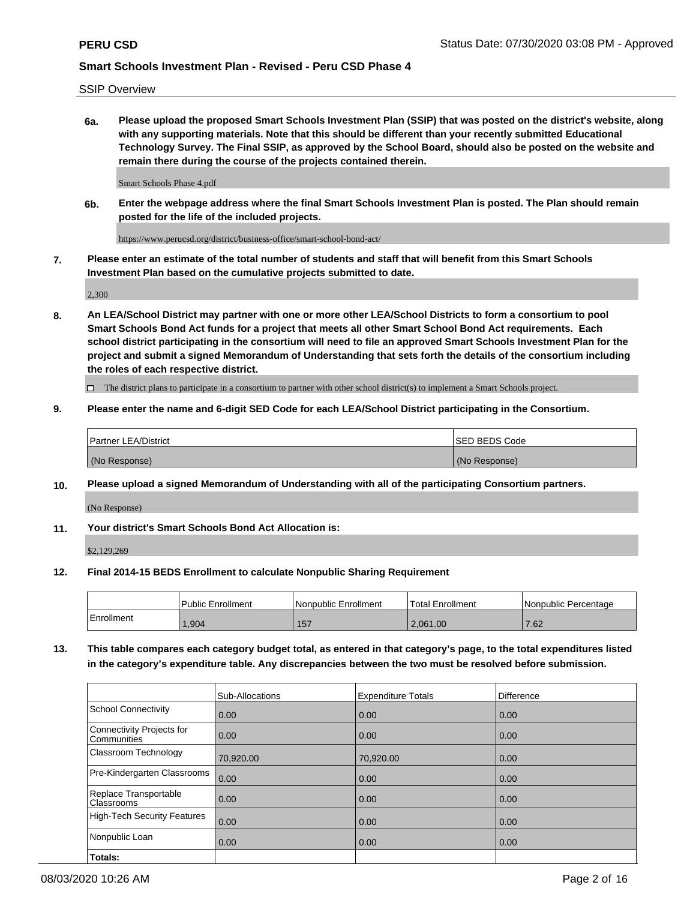SSIP Overview

**6a. Please upload the proposed Smart Schools Investment Plan (SSIP) that was posted on the district's website, along with any supporting materials. Note that this should be different than your recently submitted Educational Technology Survey. The Final SSIP, as approved by the School Board, should also be posted on the website and remain there during the course of the projects contained therein.**

Smart Schools Phase 4.pdf

**6b. Enter the webpage address where the final Smart Schools Investment Plan is posted. The Plan should remain posted for the life of the included projects.**

https://www.perucsd.org/district/business-office/smart-school-bond-act/

**7. Please enter an estimate of the total number of students and staff that will benefit from this Smart Schools Investment Plan based on the cumulative projects submitted to date.**

2,300

**8. An LEA/School District may partner with one or more other LEA/School Districts to form a consortium to pool Smart Schools Bond Act funds for a project that meets all other Smart School Bond Act requirements. Each school district participating in the consortium will need to file an approved Smart Schools Investment Plan for the project and submit a signed Memorandum of Understanding that sets forth the details of the consortium including the roles of each respective district.**

☐ The district plans to participate in a consortium to partner with other school district(s) to implement a Smart Schools project.

**9. Please enter the name and 6-digit SED Code for each LEA/School District participating in the Consortium.**

| Partner LEA/District | SED BEDS Code |
|---|---|
| (No Response) | (No Response) |

**10. Please upload a signed Memorandum of Understanding with all of the participating Consortium partners.**

(No Response)

**11. Your district's Smart Schools Bond Act Allocation is:**

$2,129,269

**12. Final 2014-15 BEDS Enrollment to calculate Nonpublic Sharing Requirement**

| | Public Enrollment | Nonpublic Enrollment | Total Enrollment | Nonpublic Percentage |
|---|---|---|---|---|
| Enrollment | 1,904 | 157 | 2,061.00 | 7.62 |

**13. This table compares each category budget total, as entered in that category's page, to the total expenditures listed in the category's expenditure table. Any discrepancies between the two must be resolved before submission.**

| | Sub-Allocations | Expenditure Totals | Difference |
|---|---|---|---|
| School Connectivity | 0.00 | 0.00 | 0.00 |
| Connectivity Projects for Communities | 0.00 | 0.00 | 0.00 |
| Classroom Technology | 70,920.00 | 70,920.00 | 0.00 |
| Pre-Kindergarten Classrooms | 0.00 | 0.00 | 0.00 |
| Replace Transportable Classrooms | 0.00 | 0.00 | 0.00 |
| High-Tech Security Features | 0.00 | 0.00 | 0.00 |
| Nonpublic Loan | 0.00 | 0.00 | 0.00 |
| **Totals:** | | | |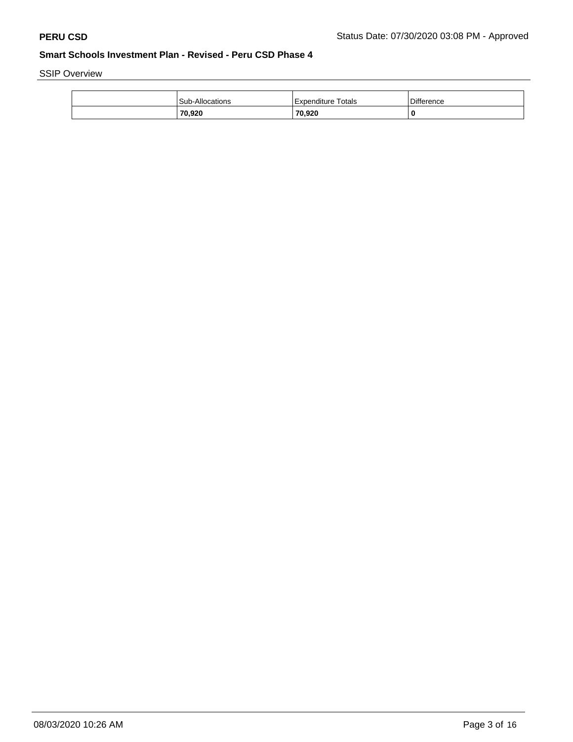PERU CSD — Status Date: 07/30/2020 03:08 PM - Approved

## Smart Schools Investment Plan - Revised - Peru CSD Phase 4

SSIP Overview

| | Sub-Allocations | Expenditure Totals | Difference |
|---|---|---|---|
| | **70,920** | **70,920** | **0** |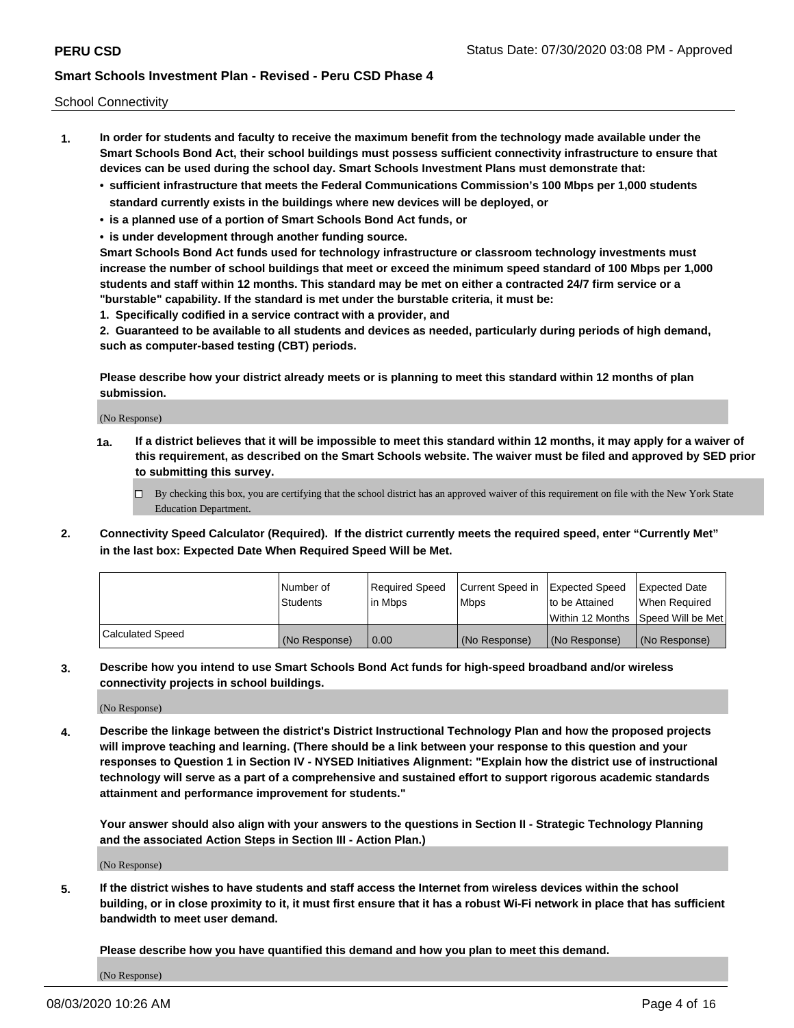School Connectivity

1. **In order for students and faculty to receive the maximum benefit from the technology made available under the Smart Schools Bond Act, their school buildings must possess sufficient connectivity infrastructure to ensure that devices can be used during the school day. Smart Schools Investment Plans must demonstrate that:**
   - **sufficient infrastructure that meets the Federal Communications Commission's 100 Mbps per 1,000 students standard currently exists in the buildings where new devices will be deployed, or**
   - **is a planned use of a portion of Smart Schools Bond Act funds, or**
   - **is under development through another funding source.**

   **Smart Schools Bond Act funds used for technology infrastructure or classroom technology investments must increase the number of school buildings that meet or exceed the minimum speed standard of 100 Mbps per 1,000 students and staff within 12 months. This standard may be met on either a contracted 24/7 firm service or a "burstable" capability. If the standard is met under the burstable criteria, it must be:**

   **1. Specifically codified in a service contract with a provider, and**

   **2. Guaranteed to be available to all students and devices as needed, particularly during periods of high demand, such as computer-based testing (CBT) periods.**

   **Please describe how your district already meets or is planning to meet this standard within 12 months of plan submission.**

   (No Response)

   **1a. If a district believes that it will be impossible to meet this standard within 12 months, it may apply for a waiver of this requirement, as described on the Smart Schools website. The waiver must be filed and approved by SED prior to submitting this survey.**

   ☐ By checking this box, you are certifying that the school district has an approved waiver of this requirement on file with the New York State Education Department.

2. **Connectivity Speed Calculator (Required). If the district currently meets the required speed, enter "Currently Met" in the last box: Expected Date When Required Speed Will be Met.**

| | Number of Students | Required Speed in Mbps | Current Speed in Mbps | Expected Speed to be Attained Within 12 Months | Expected Date When Required Speed Will be Met |
|---|---|---|---|---|---|
| Calculated Speed | (No Response) | 0.00 | (No Response) | (No Response) | (No Response) |

3. **Describe how you intend to use Smart Schools Bond Act funds for high-speed broadband and/or wireless connectivity projects in school buildings.**

   (No Response)

4. **Describe the linkage between the district's District Instructional Technology Plan and how the proposed projects will improve teaching and learning. (There should be a link between your response to this question and your responses to Question 1 in Section IV - NYSED Initiatives Alignment: "Explain how the district use of instructional technology will serve as a part of a comprehensive and sustained effort to support rigorous academic standards attainment and performance improvement for students."**

   **Your answer should also align with your answers to the questions in Section II - Strategic Technology Planning and the associated Action Steps in Section III - Action Plan.)**

   (No Response)

5. **If the district wishes to have students and staff access the Internet from wireless devices within the school building, or in close proximity to it, it must first ensure that it has a robust Wi-Fi network in place that has sufficient bandwidth to meet user demand.**

   **Please describe how you have quantified this demand and how you plan to meet this demand.**

   (No Response)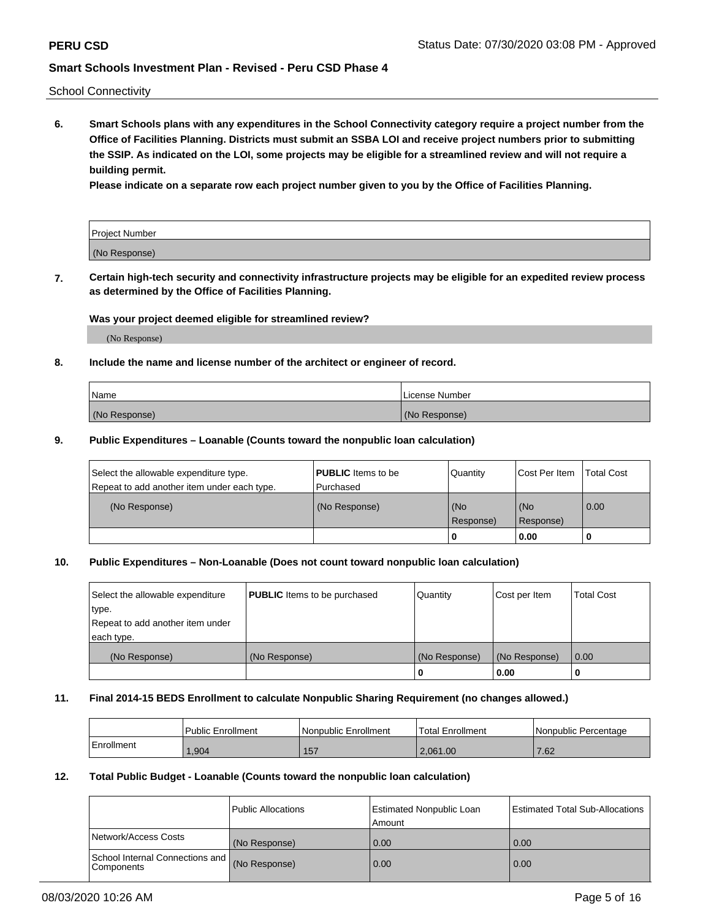School Connectivity

**6. Smart Schools plans with any expenditures in the School Connectivity category require a project number from the Office of Facilities Planning. Districts must submit an SSBA LOI and receive project numbers prior to submitting the SSIP. As indicated on the LOI, some projects may be eligible for a streamlined review and will not require a building permit.**

**Please indicate on a separate row each project number given to you by the Office of Facilities Planning.**

| Project Number |
| --- |
| (No Response) |

**7. Certain high-tech security and connectivity infrastructure projects may be eligible for an expedited review process as determined by the Office of Facilities Planning.**

**Was your project deemed eligible for streamlined review?**

(No Response)

**8. Include the name and license number of the architect or engineer of record.**

| Name | License Number |
| --- | --- |
| (No Response) | (No Response) |

**9. Public Expenditures – Loanable (Counts toward the nonpublic loan calculation)**

| Select the allowable expenditure type. Repeat to add another item under each type. | **PUBLIC** Items to be Purchased | Quantity | Cost Per Item | Total Cost |
| --- | --- | --- | --- | --- |
| (No Response) | (No Response) | (No Response) | (No Response) | 0.00 |
| | | 0 | 0.00 | 0 |

**10. Public Expenditures – Non-Loanable (Does not count toward nonpublic loan calculation)**

| Select the allowable expenditure type. Repeat to add another item under each type. | **PUBLIC** Items to be purchased | Quantity | Cost per Item | Total Cost |
| --- | --- | --- | --- | --- |
| (No Response) | (No Response) | (No Response) | (No Response) | 0.00 |
| | | 0 | 0.00 | 0 |

**11. Final 2014-15 BEDS Enrollment to calculate Nonpublic Sharing Requirement (no changes allowed.)**

| | Public Enrollment | Nonpublic Enrollment | Total Enrollment | Nonpublic Percentage |
| --- | --- | --- | --- | --- |
| Enrollment | 1,904 | 157 | 2,061.00 | 7.62 |

**12. Total Public Budget - Loanable (Counts toward the nonpublic loan calculation)**

| | Public Allocations | Estimated Nonpublic Loan Amount | Estimated Total Sub-Allocations |
| --- | --- | --- | --- |
| Network/Access Costs | (No Response) | 0.00 | 0.00 |
| School Internal Connections and Components | (No Response) | 0.00 | 0.00 |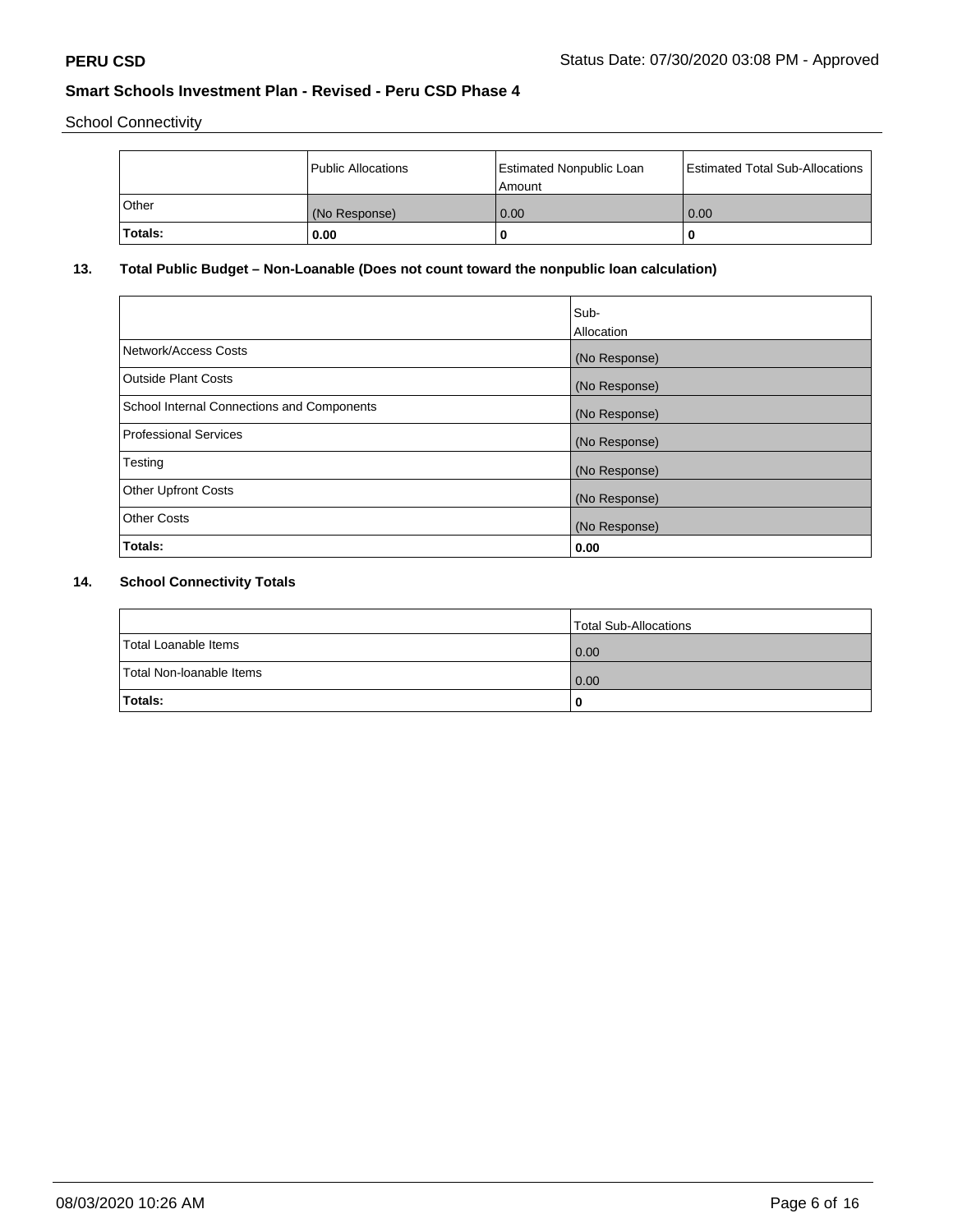School Connectivity

| | Public Allocations | Estimated Nonpublic Loan Amount | Estimated Total Sub-Allocations |
|---|---|---|---|
| Other | (No Response) | 0.00 | 0.00 |
| **Totals:** | **0.00** | **0** | **0** |

### 13. Total Public Budget – Non-Loanable (Does not count toward the nonpublic loan calculation)

| | Sub-Allocation |
|---|---|
| Network/Access Costs | (No Response) |
| Outside Plant Costs | (No Response) |
| School Internal Connections and Components | (No Response) |
| Professional Services | (No Response) |
| Testing | (No Response) |
| Other Upfront Costs | (No Response) |
| Other Costs | (No Response) |
| **Totals:** | **0.00** |

### 14. School Connectivity Totals

| | Total Sub-Allocations |
|---|---|
| Total Loanable Items | 0.00 |
| Total Non-loanable Items | 0.00 |
| **Totals:** | **0** |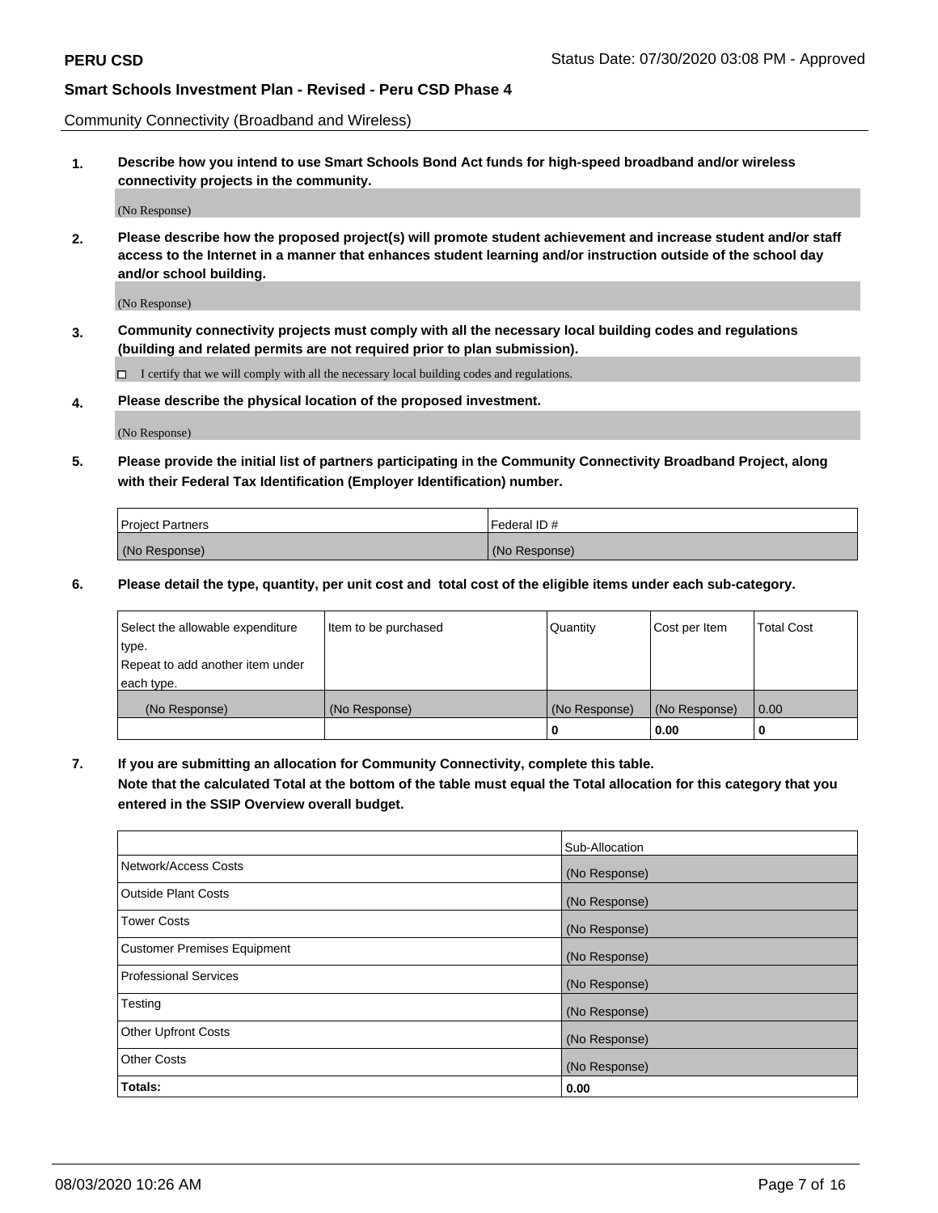Community Connectivity (Broadband and Wireless)

**1. Describe how you intend to use Smart Schools Bond Act funds for high-speed broadband and/or wireless connectivity projects in the community.**

(No Response)

**2. Please describe how the proposed project(s) will promote student achievement and increase student and/or staff access to the Internet in a manner that enhances student learning and/or instruction outside of the school day and/or school building.**

(No Response)

**3. Community connectivity projects must comply with all the necessary local building codes and regulations (building and related permits are not required prior to plan submission).**

☐ I certify that we will comply with all the necessary local building codes and regulations.

**4. Please describe the physical location of the proposed investment.**

(No Response)

**5. Please provide the initial list of partners participating in the Community Connectivity Broadband Project, along with their Federal Tax Identification (Employer Identification) number.**

| Project Partners | Federal ID # |
| --- | --- |
| (No Response) | (No Response) |

**6. Please detail the type, quantity, per unit cost and total cost of the eligible items under each sub-category.**

| Select the allowable expenditure type. Repeat to add another item under each type. | Item to be purchased | Quantity | Cost per Item | Total Cost |
| --- | --- | --- | --- | --- |
| (No Response) | (No Response) | (No Response) | (No Response) | 0.00 |
| | | 0 | 0.00 | 0 |

**7. If you are submitting an allocation for Community Connectivity, complete this table. Note that the calculated Total at the bottom of the table must equal the Total allocation for this category that you entered in the SSIP Overview overall budget.**

| | Sub-Allocation |
| --- | --- |
| Network/Access Costs | (No Response) |
| Outside Plant Costs | (No Response) |
| Tower Costs | (No Response) |
| Customer Premises Equipment | (No Response) |
| Professional Services | (No Response) |
| Testing | (No Response) |
| Other Upfront Costs | (No Response) |
| Other Costs | (No Response) |
| **Totals:** | **0.00** |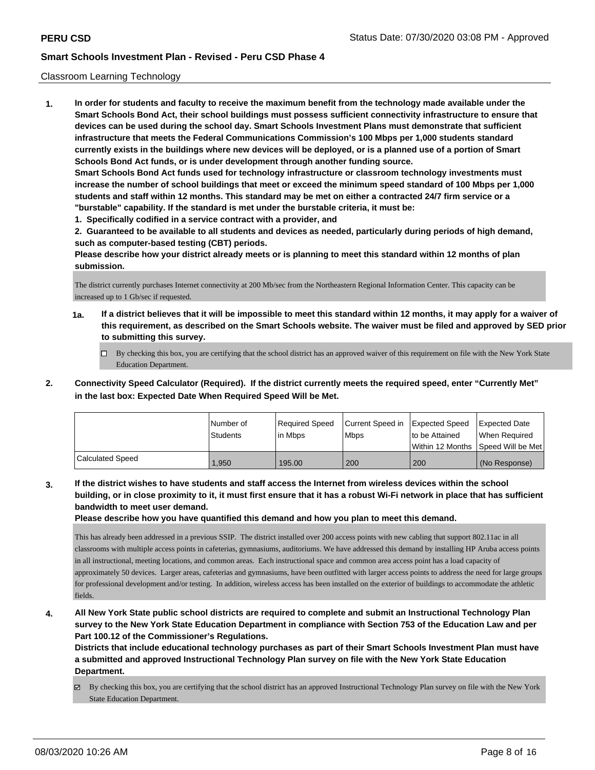Classroom Learning Technology

**1. In order for students and faculty to receive the maximum benefit from the technology made available under the Smart Schools Bond Act, their school buildings must possess sufficient connectivity infrastructure to ensure that devices can be used during the school day. Smart Schools Investment Plans must demonstrate that sufficient infrastructure that meets the Federal Communications Commission's 100 Mbps per 1,000 students standard currently exists in the buildings where new devices will be deployed, or is a planned use of a portion of Smart Schools Bond Act funds, or is under development through another funding source.**

**Smart Schools Bond Act funds used for technology infrastructure or classroom technology investments must increase the number of school buildings that meet or exceed the minimum speed standard of 100 Mbps per 1,000 students and staff within 12 months. This standard may be met on either a contracted 24/7 firm service or a "burstable" capability. If the standard is met under the burstable criteria, it must be:**

**1. Specifically codified in a service contract with a provider, and**

**2. Guaranteed to be available to all students and devices as needed, particularly during periods of high demand, such as computer-based testing (CBT) periods.**

**Please describe how your district already meets or is planning to meet this standard within 12 months of plan submission.**

The district currently purchases Internet connectivity at 200 Mb/sec from the Northeastern Regional Information Center. This capacity can be increased up to 1 Gb/sec if requested.

**1a. If a district believes that it will be impossible to meet this standard within 12 months, it may apply for a waiver of this requirement, as described on the Smart Schools website. The waiver must be filed and approved by SED prior to submitting this survey.**

☐ By checking this box, you are certifying that the school district has an approved waiver of this requirement on file with the New York State Education Department.

**2. Connectivity Speed Calculator (Required). If the district currently meets the required speed, enter "Currently Met" in the last box: Expected Date When Required Speed Will be Met.**

| | Number of Students | Required Speed in Mbps | Current Speed in Mbps | Expected Speed to be Attained Within 12 Months | Expected Date When Required Speed Will be Met |
|---|---|---|---|---|---|
| Calculated Speed | 1,950 | 195.00 | 200 | 200 | (No Response) |

**3. If the district wishes to have students and staff access the Internet from wireless devices within the school building, or in close proximity to it, it must first ensure that it has a robust Wi-Fi network in place that has sufficient bandwidth to meet user demand.**

**Please describe how you have quantified this demand and how you plan to meet this demand.**

This has already been addressed in a previous SSIP. The district installed over 200 access points with new cabling that support 802.11ac in all classrooms with multiple access points in cafeterias, gymnasiums, auditoriums. We have addressed this demand by installing HP Aruba access points in all instructional, meeting locations, and common areas. Each instructional space and common area access point has a load capacity of approximately 50 devices. Larger areas, cafeterias and gymnasiums, have been outfitted with larger access points to address the need for large groups for professional development and/or testing. In addition, wireless access has been installed on the exterior of buildings to accommodate the athletic fields.

**4. All New York State public school districts are required to complete and submit an Instructional Technology Plan survey to the New York State Education Department in compliance with Section 753 of the Education Law and per Part 100.12 of the Commissioner's Regulations.**

**Districts that include educational technology purchases as part of their Smart Schools Investment Plan must have a submitted and approved Instructional Technology Plan survey on file with the New York State Education Department.**

☑ By checking this box, you are certifying that the school district has an approved Instructional Technology Plan survey on file with the New York State Education Department.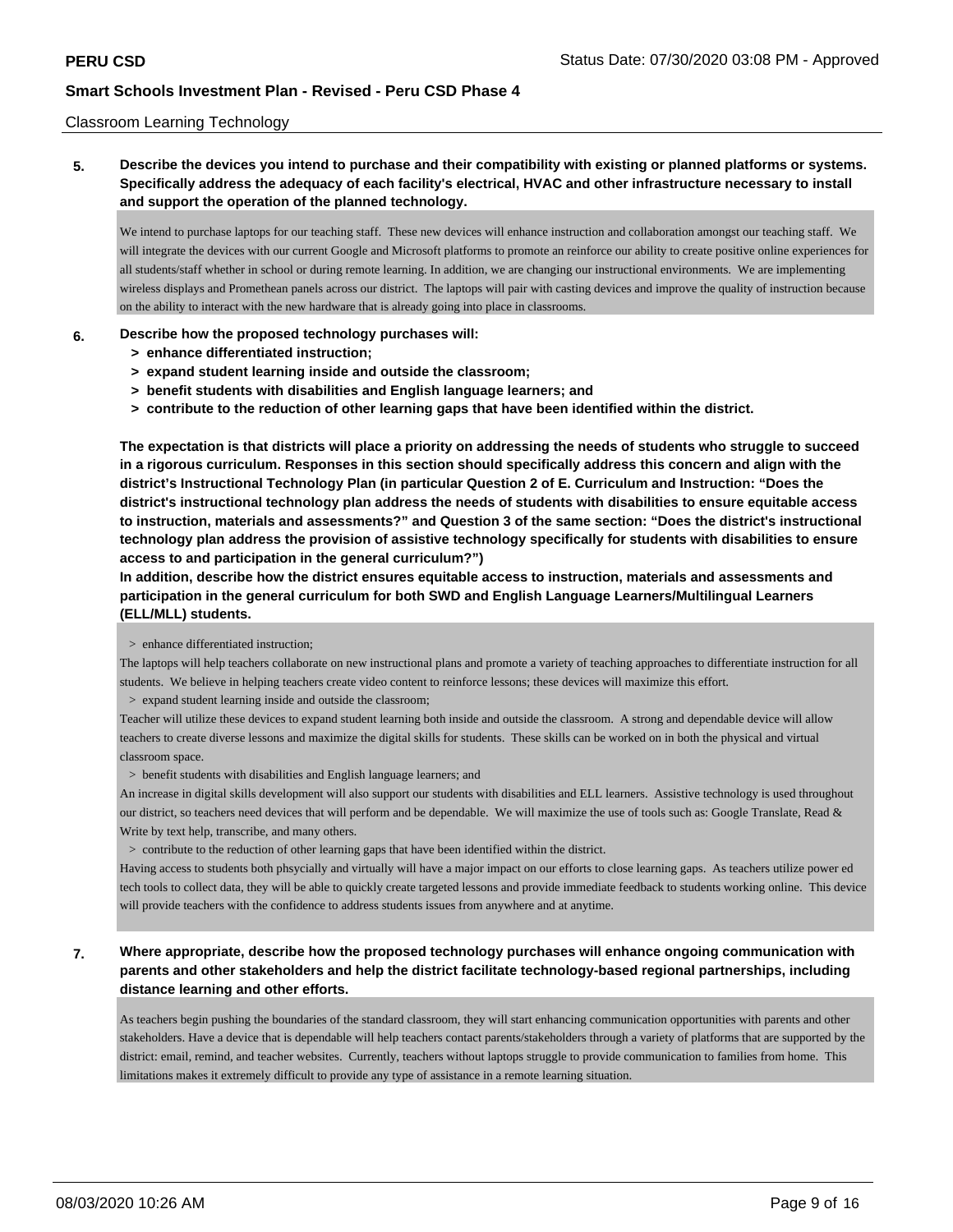Classroom Learning Technology

**5. Describe the devices you intend to purchase and their compatibility with existing or planned platforms or systems. Specifically address the adequacy of each facility's electrical, HVAC and other infrastructure necessary to install and support the operation of the planned technology.**

We intend to purchase laptops for our teaching staff. These new devices will enhance instruction and collaboration amongst our teaching staff. We will integrate the devices with our current Google and Microsoft platforms to promote an reinforce our ability to create positive online experiences for all students/staff whether in school or during remote learning. In addition, we are changing our instructional environments. We are implementing wireless displays and Promethean panels across our district. The laptops will pair with casting devices and improve the quality of instruction because on the ability to interact with the new hardware that is already going into place in classrooms.

**6. Describe how the proposed technology purchases will:**
- **> enhance differentiated instruction;**
- **> expand student learning inside and outside the classroom;**
- **> benefit students with disabilities and English language learners; and**
- **> contribute to the reduction of other learning gaps that have been identified within the district.**

**The expectation is that districts will place a priority on addressing the needs of students who struggle to succeed in a rigorous curriculum. Responses in this section should specifically address this concern and align with the district's Instructional Technology Plan (in particular Question 2 of E. Curriculum and Instruction: "Does the district's instructional technology plan address the needs of students with disabilities to ensure equitable access to instruction, materials and assessments?" and Question 3 of the same section: "Does the district's instructional technology plan address the provision of assistive technology specifically for students with disabilities to ensure access to and participation in the general curriculum?")**

**In addition, describe how the district ensures equitable access to instruction, materials and assessments and participation in the general curriculum for both SWD and English Language Learners/Multilingual Learners (ELL/MLL) students.**

> enhance differentiated instruction;

The laptops will help teachers collaborate on new instructional plans and promote a variety of teaching approaches to differentiate instruction for all students. We believe in helping teachers create video content to reinforce lessons; these devices will maximize this effort.

> expand student learning inside and outside the classroom;

Teacher will utilize these devices to expand student learning both inside and outside the classroom. A strong and dependable device will allow teachers to create diverse lessons and maximize the digital skills for students. These skills can be worked on in both the physical and virtual classroom space.

> benefit students with disabilities and English language learners; and

An increase in digital skills development will also support our students with disabilities and ELL learners. Assistive technology is used throughout our district, so teachers need devices that will perform and be dependable. We will maximize the use of tools such as: Google Translate, Read & Write by text help, transcribe, and many others.

> contribute to the reduction of other learning gaps that have been identified within the district.

Having access to students both phsycially and virtually will have a major impact on our efforts to close learning gaps. As teachers utilize power ed tech tools to collect data, they will be able to quickly create targeted lessons and provide immediate feedback to students working online. This device will provide teachers with the confidence to address students issues from anywhere and at anytime.

**7. Where appropriate, describe how the proposed technology purchases will enhance ongoing communication with parents and other stakeholders and help the district facilitate technology-based regional partnerships, including distance learning and other efforts.**

As teachers begin pushing the boundaries of the standard classroom, they will start enhancing communication opportunities with parents and other stakeholders. Have a device that is dependable will help teachers contact parents/stakeholders through a variety of platforms that are supported by the district: email, remind, and teacher websites. Currently, teachers without laptops struggle to provide communication to families from home. This limitations makes it extremely difficult to provide any type of assistance in a remote learning situation.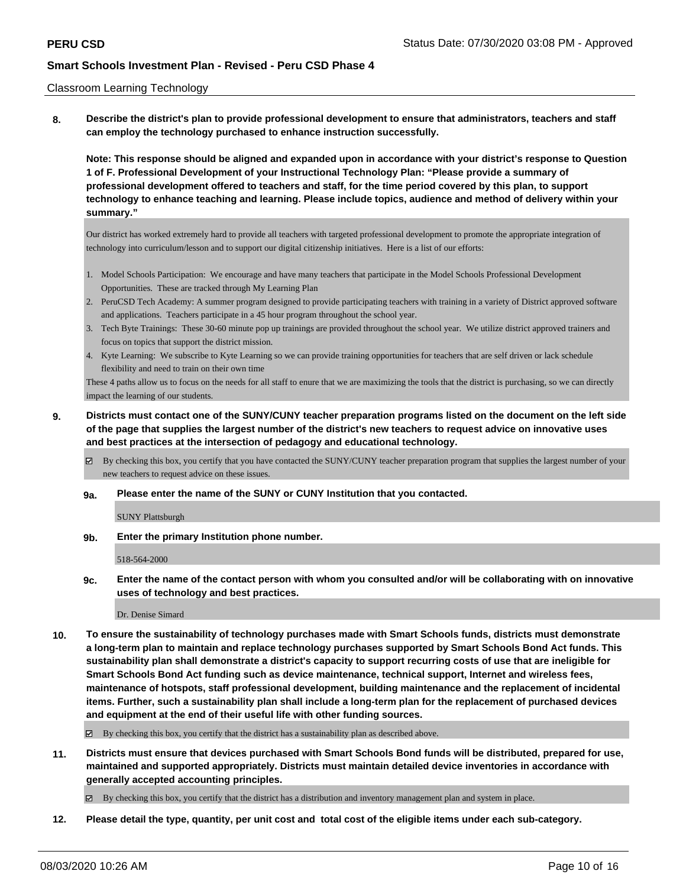Classroom Learning Technology

**8. Describe the district's plan to provide professional development to ensure that administrators, teachers and staff can employ the technology purchased to enhance instruction successfully.**

**Note: This response should be aligned and expanded upon in accordance with your district's response to Question 1 of F. Professional Development of your Instructional Technology Plan: "Please provide a summary of professional development offered to teachers and staff, for the time period covered by this plan, to support technology to enhance teaching and learning. Please include topics, audience and method of delivery within your summary."**

Our district has worked extremely hard to provide all teachers with targeted professional development to promote the appropriate integration of technology into curriculum/lesson and to support our digital citizenship initiatives. Here is a list of our efforts:

1. Model Schools Participation: We encourage and have many teachers that participate in the Model Schools Professional Development Opportunities. These are tracked through My Learning Plan
2. PeruCSD Tech Academy: A summer program designed to provide participating teachers with training in a variety of District approved software and applications. Teachers participate in a 45 hour program throughout the school year.
3. Tech Byte Trainings: These 30-60 minute pop up trainings are provided throughout the school year. We utilize district approved trainers and focus on topics that support the district mission.
4. Kyte Learning: We subscribe to Kyte Learning so we can provide training opportunities for teachers that are self driven or lack schedule flexibility and need to train on their own time

These 4 paths allow us to focus on the needs for all staff to enure that we are maximizing the tools that the district is purchasing, so we can directly impact the learning of our students.

**9. Districts must contact one of the SUNY/CUNY teacher preparation programs listed on the document on the left side of the page that supplies the largest number of the district's new teachers to request advice on innovative uses and best practices at the intersection of pedagogy and educational technology.**

☑ By checking this box, you certify that you have contacted the SUNY/CUNY teacher preparation program that supplies the largest number of your new teachers to request advice on these issues.

**9a. Please enter the name of the SUNY or CUNY Institution that you contacted.**

SUNY Plattsburgh

**9b. Enter the primary Institution phone number.**

518-564-2000

**9c. Enter the name of the contact person with whom you consulted and/or will be collaborating with on innovative uses of technology and best practices.**

Dr. Denise Simard

**10. To ensure the sustainability of technology purchases made with Smart Schools funds, districts must demonstrate a long-term plan to maintain and replace technology purchases supported by Smart Schools Bond Act funds. This sustainability plan shall demonstrate a district's capacity to support recurring costs of use that are ineligible for Smart Schools Bond Act funding such as device maintenance, technical support, Internet and wireless fees, maintenance of hotspots, staff professional development, building maintenance and the replacement of incidental items. Further, such a sustainability plan shall include a long-term plan for the replacement of purchased devices and equipment at the end of their useful life with other funding sources.**

☑ By checking this box, you certify that the district has a sustainability plan as described above.

**11. Districts must ensure that devices purchased with Smart Schools Bond funds will be distributed, prepared for use, maintained and supported appropriately. Districts must maintain detailed device inventories in accordance with generally accepted accounting principles.**

☑ By checking this box, you certify that the district has a distribution and inventory management plan and system in place.

**12. Please detail the type, quantity, per unit cost and total cost of the eligible items under each sub-category.**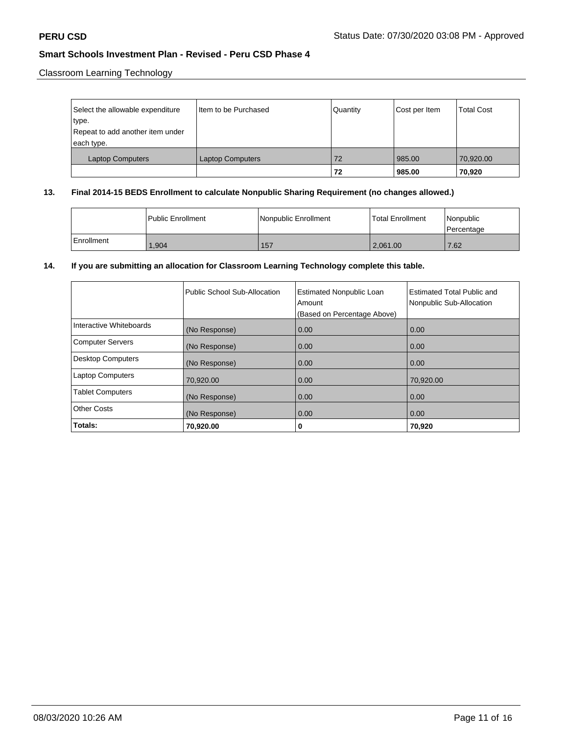Classroom Learning Technology

| Select the allowable expenditure type. Repeat to add another item under each type. | Item to be Purchased | Quantity | Cost per Item | Total Cost |
|---|---|---|---|---|
| Laptop Computers | Laptop Computers | 72 | 985.00 | 70,920.00 |
| | | **72** | **985.00** | **70,920** |

**13. Final 2014-15 BEDS Enrollment to calculate Nonpublic Sharing Requirement (no changes allowed.)**

| | Public Enrollment | Nonpublic Enrollment | Total Enrollment | Nonpublic Percentage |
|---|---|---|---|---|
| Enrollment | 1,904 | 157 | 2,061.00 | 7.62 |

**14. If you are submitting an allocation for Classroom Learning Technology complete this table.**

| | Public School Sub-Allocation | Estimated Nonpublic Loan Amount (Based on Percentage Above) | Estimated Total Public and Nonpublic Sub-Allocation |
|---|---|---|---|
| Interactive Whiteboards | (No Response) | 0.00 | 0.00 |
| Computer Servers | (No Response) | 0.00 | 0.00 |
| Desktop Computers | (No Response) | 0.00 | 0.00 |
| Laptop Computers | 70,920.00 | 0.00 | 70,920.00 |
| Tablet Computers | (No Response) | 0.00 | 0.00 |
| Other Costs | (No Response) | 0.00 | 0.00 |
| **Totals:** | **70,920.00** | **0** | **70,920** |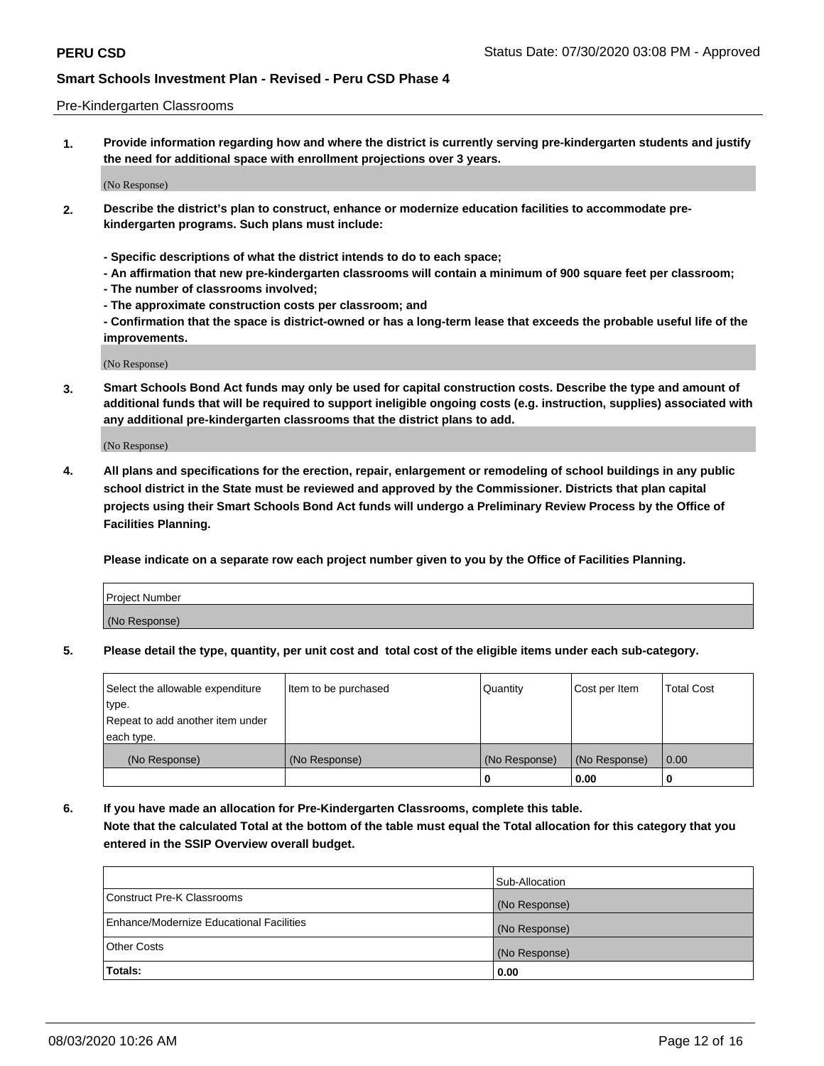Pre-Kindergarten Classrooms

**1. Provide information regarding how and where the district is currently serving pre-kindergarten students and justify the need for additional space with enrollment projections over 3 years.**

(No Response)

**2. Describe the district's plan to construct, enhance or modernize education facilities to accommodate pre-kindergarten programs. Such plans must include:**

**- Specific descriptions of what the district intends to do to each space;**
**- An affirmation that new pre-kindergarten classrooms will contain a minimum of 900 square feet per classroom;**
**- The number of classrooms involved;**
**- The approximate construction costs per classroom; and**
**- Confirmation that the space is district-owned or has a long-term lease that exceeds the probable useful life of the improvements.**

(No Response)

**3. Smart Schools Bond Act funds may only be used for capital construction costs. Describe the type and amount of additional funds that will be required to support ineligible ongoing costs (e.g. instruction, supplies) associated with any additional pre-kindergarten classrooms that the district plans to add.**

(No Response)

**4. All plans and specifications for the erection, repair, enlargement or remodeling of school buildings in any public school district in the State must be reviewed and approved by the Commissioner. Districts that plan capital projects using their Smart Schools Bond Act funds will undergo a Preliminary Review Process by the Office of Facilities Planning.**

**Please indicate on a separate row each project number given to you by the Office of Facilities Planning.**

| Project Number |
| --- |
| (No Response) |

**5. Please detail the type, quantity, per unit cost and total cost of the eligible items under each sub-category.**

| Select the allowable expenditure type. Repeat to add another item under each type. | Item to be purchased | Quantity | Cost per Item | Total Cost |
| --- | --- | --- | --- | --- |
| (No Response) | (No Response) | (No Response) | (No Response) | 0.00 |
| | | 0 | 0.00 | 0 |

**6. If you have made an allocation for Pre-Kindergarten Classrooms, complete this table. Note that the calculated Total at the bottom of the table must equal the Total allocation for this category that you entered in the SSIP Overview overall budget.**

| | Sub-Allocation |
| --- | --- |
| Construct Pre-K Classrooms | (No Response) |
| Enhance/Modernize Educational Facilities | (No Response) |
| Other Costs | (No Response) |
| **Totals:** | **0.00** |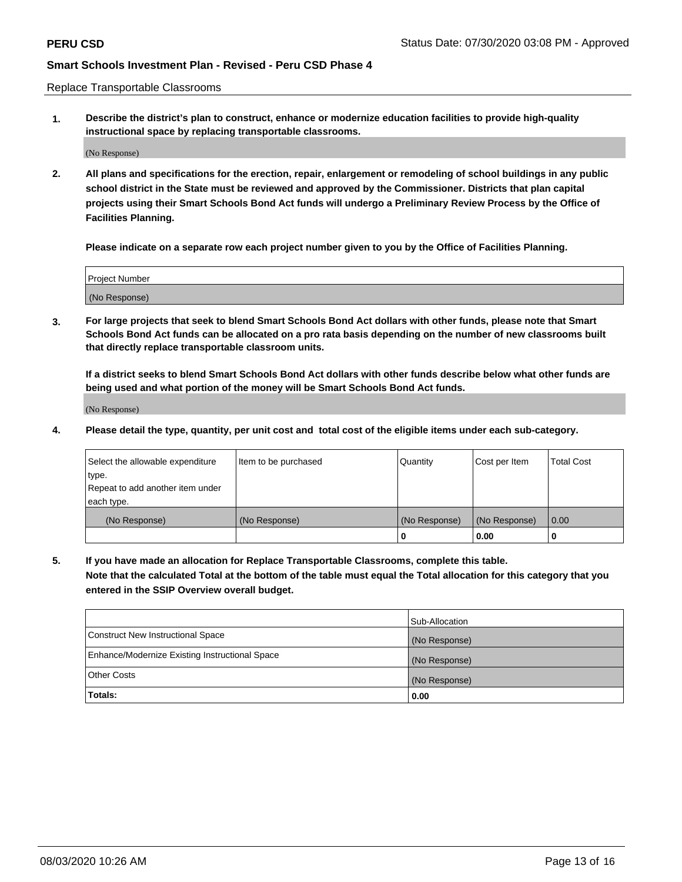Replace Transportable Classrooms

1. **Describe the district's plan to construct, enhance or modernize education facilities to provide high-quality instructional space by replacing transportable classrooms.**

(No Response)

2. **All plans and specifications for the erection, repair, enlargement or remodeling of school buildings in any public school district in the State must be reviewed and approved by the Commissioner. Districts that plan capital projects using their Smart Schools Bond Act funds will undergo a Preliminary Review Process by the Office of Facilities Planning.**

**Please indicate on a separate row each project number given to you by the Office of Facilities Planning.**

| Project Number |
| --- |
| (No Response) |

3. **For large projects that seek to blend Smart Schools Bond Act dollars with other funds, please note that Smart Schools Bond Act funds can be allocated on a pro rata basis depending on the number of new classrooms built that directly replace transportable classroom units.**

**If a district seeks to blend Smart Schools Bond Act dollars with other funds describe below what other funds are being used and what portion of the money will be Smart Schools Bond Act funds.**

(No Response)

4. **Please detail the type, quantity, per unit cost and total cost of the eligible items under each sub-category.**

| Select the allowable expenditure type. Repeat to add another item under each type. | Item to be purchased | Quantity | Cost per Item | Total Cost |
| --- | --- | --- | --- | --- |
| (No Response) | (No Response) | (No Response) | (No Response) | 0.00 |
| | | 0 | 0.00 | 0 |

5. **If you have made an allocation for Replace Transportable Classrooms, complete this table. Note that the calculated Total at the bottom of the table must equal the Total allocation for this category that you entered in the SSIP Overview overall budget.**

| | Sub-Allocation |
| --- | --- |
| Construct New Instructional Space | (No Response) |
| Enhance/Modernize Existing Instructional Space | (No Response) |
| Other Costs | (No Response) |
| **Totals:** | **0.00** |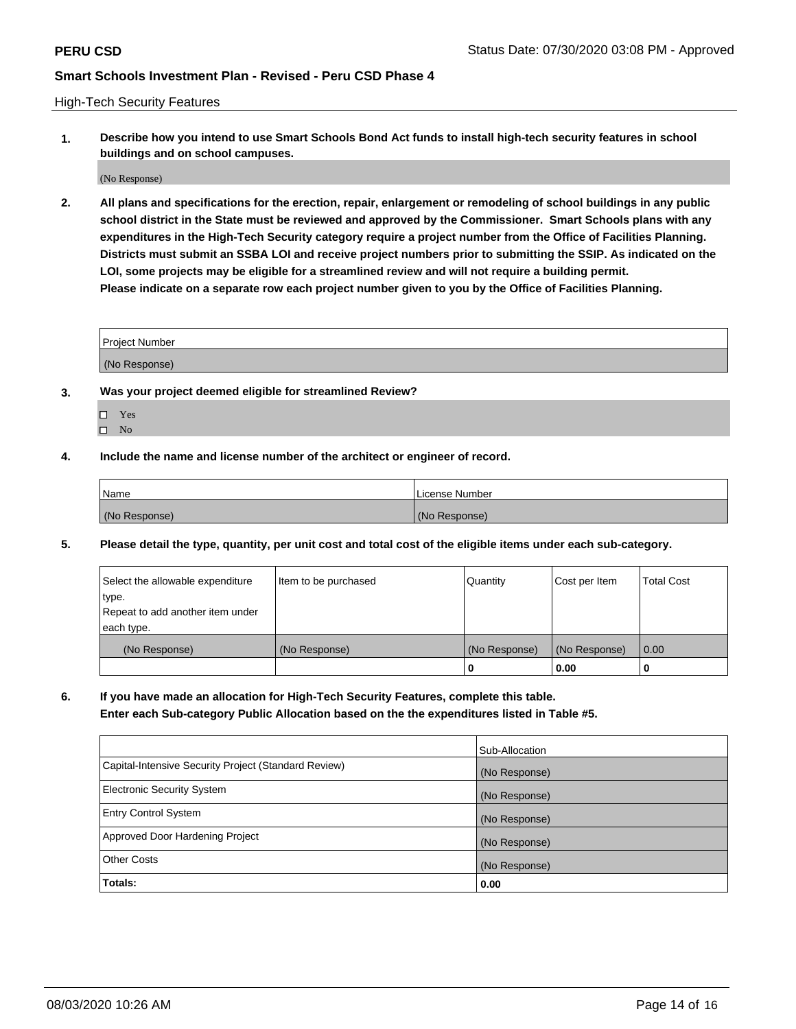High-Tech Security Features

**1. Describe how you intend to use Smart Schools Bond Act funds to install high-tech security features in school buildings and on school campuses.**

(No Response)

**2. All plans and specifications for the erection, repair, enlargement or remodeling of school buildings in any public school district in the State must be reviewed and approved by the Commissioner. Smart Schools plans with any expenditures in the High-Tech Security category require a project number from the Office of Facilities Planning. Districts must submit an SSBA LOI and receive project numbers prior to submitting the SSIP. As indicated on the LOI, some projects may be eligible for a streamlined review and will not require a building permit. Please indicate on a separate row each project number given to you by the Office of Facilities Planning.**

| Project Number |
| --- |
| (No Response) |

**3. Was your project deemed eligible for streamlined Review?**

- ☐ Yes
- ☐ No

**4. Include the name and license number of the architect or engineer of record.**

| Name | License Number |
| --- | --- |
| (No Response) | (No Response) |

**5. Please detail the type, quantity, per unit cost and total cost of the eligible items under each sub-category.**

| Select the allowable expenditure type. Repeat to add another item under each type. | Item to be purchased | Quantity | Cost per Item | Total Cost |
| --- | --- | --- | --- | --- |
| (No Response) | (No Response) | (No Response) | (No Response) | 0.00 |
| | | 0 | 0.00 | 0 |

**6. If you have made an allocation for High-Tech Security Features, complete this table. Enter each Sub-category Public Allocation based on the the expenditures listed in Table #5.**

| | Sub-Allocation |
| --- | --- |
| Capital-Intensive Security Project (Standard Review) | (No Response) |
| Electronic Security System | (No Response) |
| Entry Control System | (No Response) |
| Approved Door Hardening Project | (No Response) |
| Other Costs | (No Response) |
| **Totals:** | **0.00** |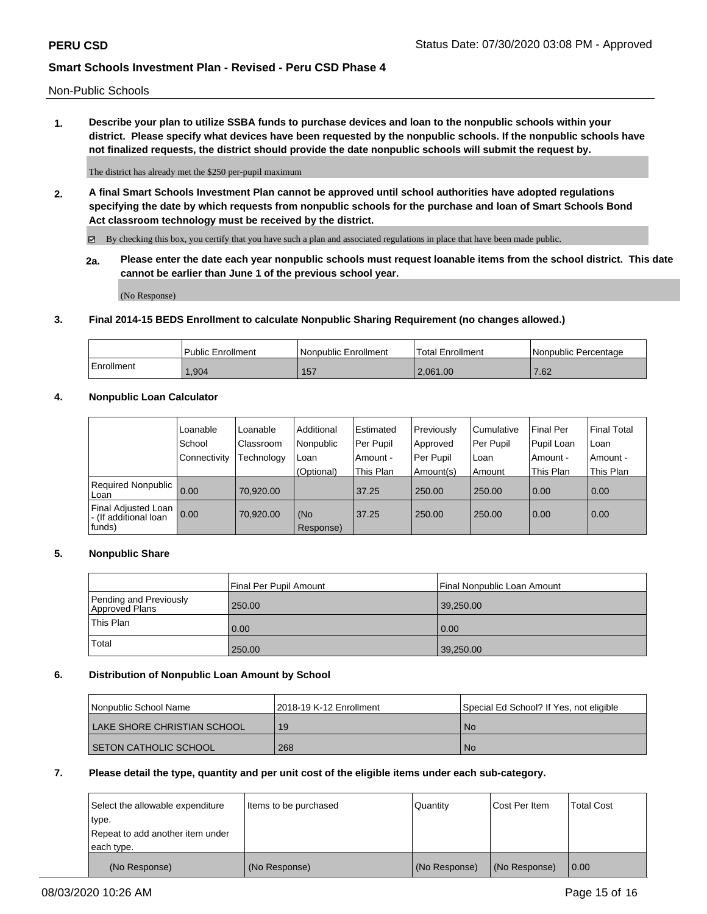Non-Public Schools

**1. Describe your plan to utilize SSBA funds to purchase devices and loan to the nonpublic schools within your district. Please specify what devices have been requested by the nonpublic schools. If the nonpublic schools have not finalized requests, the district should provide the date nonpublic schools will submit the request by.**

The district has already met the $250 per-pupil maximum

**2. A final Smart Schools Investment Plan cannot be approved until school authorities have adopted regulations specifying the date by which requests from nonpublic schools for the purchase and loan of Smart Schools Bond Act classroom technology must be received by the district.**

☑ By checking this box, you certify that you have such a plan and associated regulations in place that have been made public.

**2a. Please enter the date each year nonpublic schools must request loanable items from the school district. This date cannot be earlier than June 1 of the previous school year.**

(No Response)

**3. Final 2014-15 BEDS Enrollment to calculate Nonpublic Sharing Requirement (no changes allowed.)**

| | Public Enrollment | Nonpublic Enrollment | Total Enrollment | Nonpublic Percentage |
|---|---|---|---|---|
| Enrollment | 1,904 | 157 | 2,061.00 | 7.62 |

**4. Nonpublic Loan Calculator**

| | Loanable School Connectivity | Loanable Classroom Technology | Additional Nonpublic Loan (Optional) | Estimated Per Pupil Amount - This Plan | Previously Approved Per Pupil Amount(s) | Cumulative Per Pupil Loan Amount | Final Per Pupil Loan Amount - This Plan | Final Total Loan Amount - This Plan |
|---|---|---|---|---|---|---|---|---|
| Required Nonpublic Loan | 0.00 | 70,920.00 | | 37.25 | 250.00 | 250.00 | 0.00 | 0.00 |
| Final Adjusted Loan - (If additional loan funds) | 0.00 | 70,920.00 | (No Response) | 37.25 | 250.00 | 250.00 | 0.00 | 0.00 |

**5. Nonpublic Share**

| | Final Per Pupil Amount | Final Nonpublic Loan Amount |
|---|---|---|
| Pending and Previously Approved Plans | 250.00 | 39,250.00 |
| This Plan | 0.00 | 0.00 |
| Total | 250.00 | 39,250.00 |

**6. Distribution of Nonpublic Loan Amount by School**

| Nonpublic School Name | 2018-19 K-12 Enrollment | Special Ed School? If Yes, not eligible |
|---|---|---|
| LAKE SHORE CHRISTIAN SCHOOL | 19 | No |
| SETON CATHOLIC SCHOOL | 268 | No |

**7. Please detail the type, quantity and per unit cost of the eligible items under each sub-category.**

| Select the allowable expenditure type. Repeat to add another item under each type. | Items to be purchased | Quantity | Cost Per Item | Total Cost |
|---|---|---|---|---|
| (No Response) | (No Response) | (No Response) | (No Response) | 0.00 |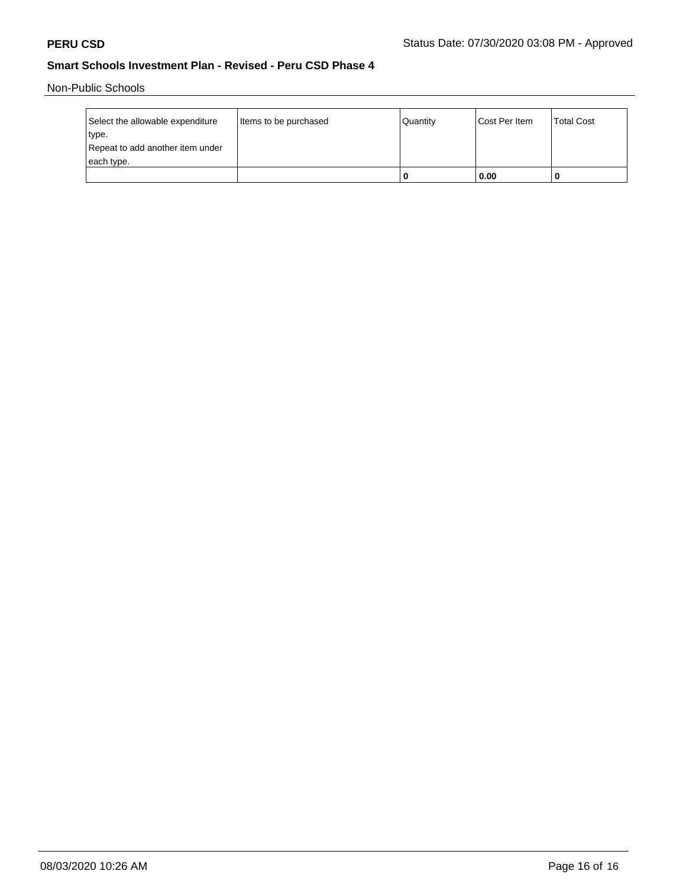Non-Public Schools

| Select the allowable expenditure type. Repeat to add another item under each type. | Items to be purchased | Quantity | Cost Per Item | Total Cost |
|---|---|---|---|---|
| | | **0** | **0.00** | **0** |